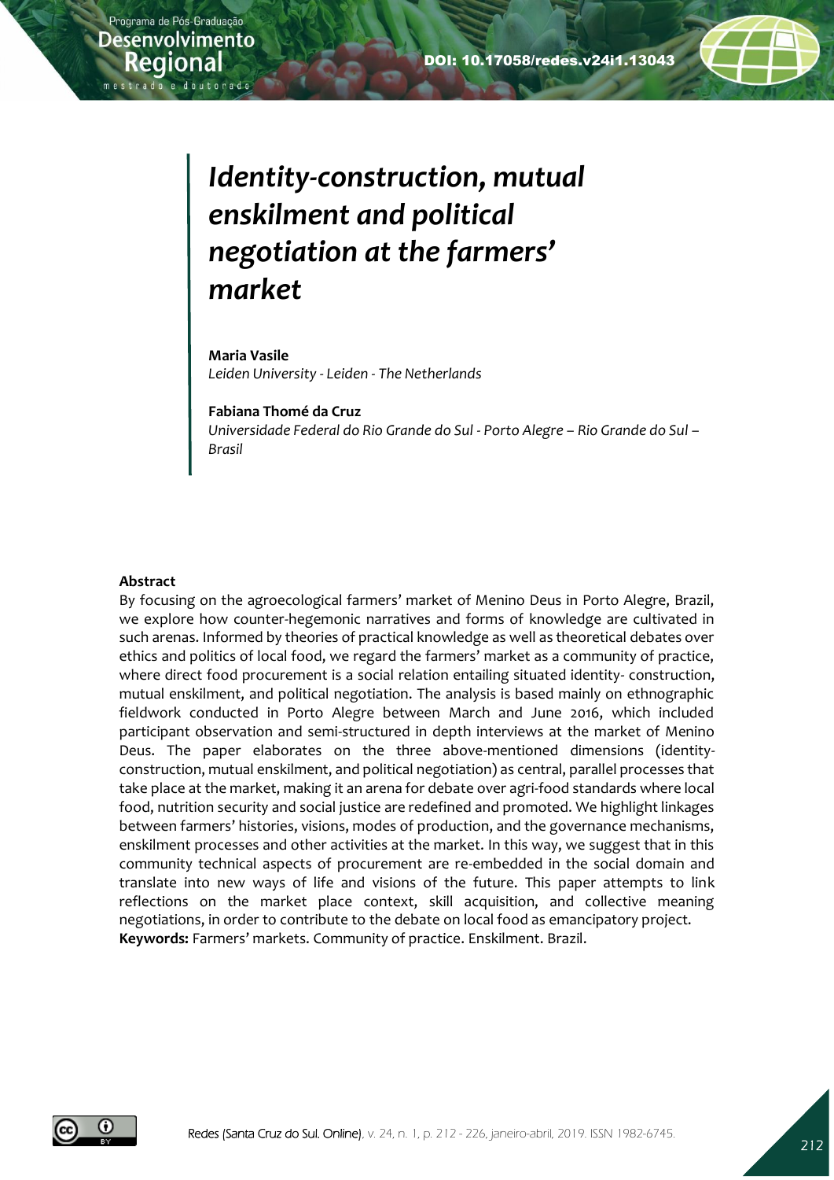DOI: 10.17058/redes.v24i1.13043

# *Identity-construction, mutual enskilment and political negotiation at the farmers' market*

**Maria Vasile**
*Leiden University - Leiden - The Netherlands*

**Fabiana Thomé da Cruz**
*Universidade Federal do Rio Grande do Sul - Porto Alegre – Rio Grande do Sul – Brasil*

**Abstract**

By focusing on the agroecological farmers' market of Menino Deus in Porto Alegre, Brazil, we explore how counter-hegemonic narratives and forms of knowledge are cultivated in such arenas. Informed by theories of practical knowledge as well as theoretical debates over ethics and politics of local food, we regard the farmers' market as a community of practice, where direct food procurement is a social relation entailing situated identity- construction, mutual enskilment, and political negotiation. The analysis is based mainly on ethnographic fieldwork conducted in Porto Alegre between March and June 2016, which included participant observation and semi-structured in depth interviews at the market of Menino Deus. The paper elaborates on the three above-mentioned dimensions (identity-construction, mutual enskilment, and political negotiation) as central, parallel processes that take place at the market, making it an arena for debate over agri-food standards where local food, nutrition security and social justice are redefined and promoted. We highlight linkages between farmers' histories, visions, modes of production, and the governance mechanisms, enskilment processes and other activities at the market. In this way, we suggest that in this community technical aspects of procurement are re-embedded in the social domain and translate into new ways of life and visions of the future. This paper attempts to link reflections on the market place context, skill acquisition, and collective meaning negotiations, in order to contribute to the debate on local food as emancipatory project.

**Keywords:** Farmers' markets. Community of practice. Enskilment. Brazil.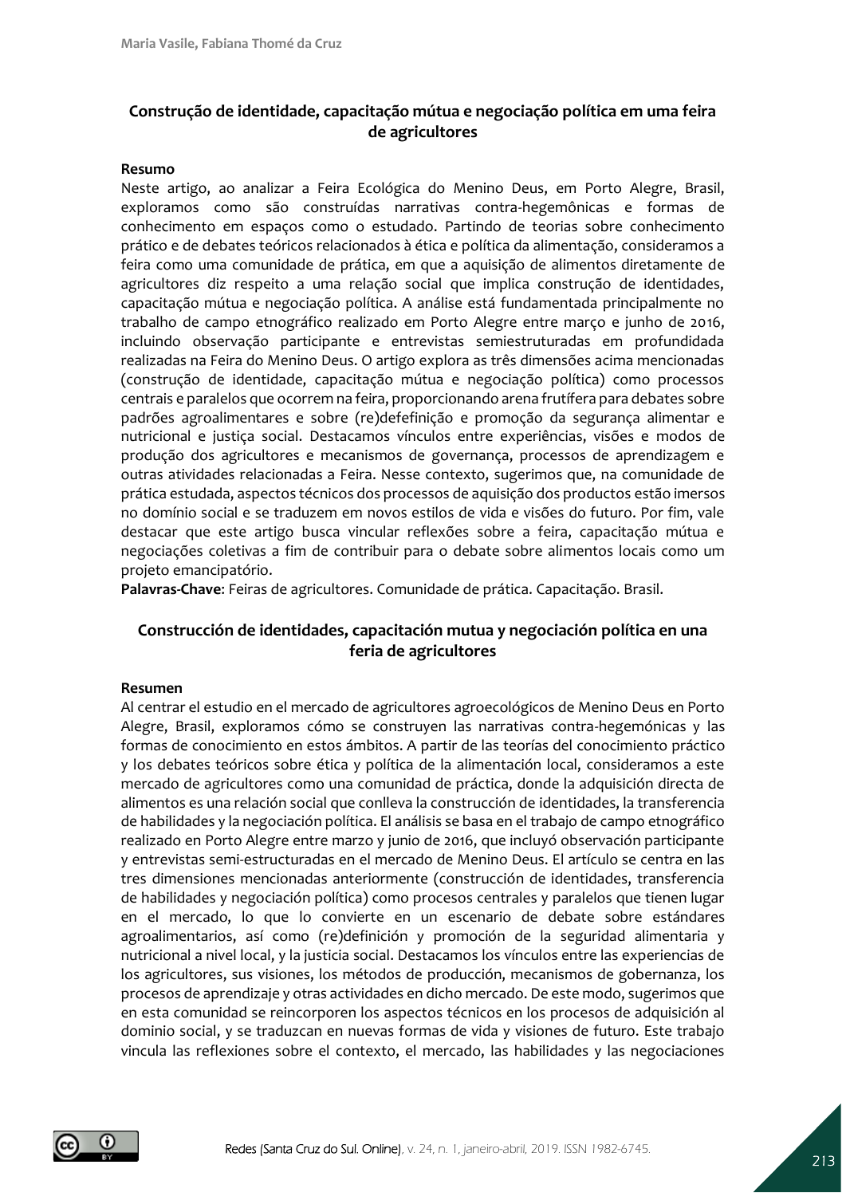## Construção de identidade, capacitação mútua e negociação política em uma feira de agricultores

### Resumo

Neste artigo, ao analizar a Feira Ecológica do Menino Deus, em Porto Alegre, Brasil, exploramos como são construídas narrativas contra-hegemônicas e formas de conhecimento em espaços como o estudado. Partindo de teorias sobre conhecimento prático e de debates teóricos relacionados à ética e política da alimentação, consideramos a feira como uma comunidade de prática, em que a aquisição de alimentos diretamente de agricultores diz respeito a uma relação social que implica construção de identidades, capacitação mútua e negociação política. A análise está fundamentada principalmente no trabalho de campo etnográfico realizado em Porto Alegre entre março e junho de 2016, incluindo observação participante e entrevistas semiestruturadas em profundidade realizadas na Feira do Menino Deus. O artigo explora as três dimensões acima mencionadas (construção de identidade, capacitação mútua e negociação política) como processos centrais e paralelos que ocorrem na feira, proporcionando arena frutífera para debates sobre padrões agroalimentares e sobre (re)defefinição e promoção da segurança alimentar e nutricional e justiça social. Destacamos vínculos entre experiências, visões e modos de produção dos agricultores e mecanismos de governança, processos de aprendizagem e outras atividades relacionadas a Feira. Nesse contexto, sugerimos que, na comunidade de prática estudada, aspectos técnicos dos processos de aquisição dos productos estão imersos no domínio social e se traduzem em novos estilos de vida e visões do futuro. Por fim, vale destacar que este artigo busca vincular reflexões sobre a feira, capacitação mútua e negociações coletivas a fim de contribuir para o debate sobre alimentos locais como um projeto emancipatório.

**Palavras-Chave**: Feiras de agricultores. Comunidade de prática. Capacitação. Brasil.

## Construcción de identidades, capacitación mutua y negociación política en una feria de agricultores

### Resumen

Al centrar el estudio en el mercado de agricultores agroecológicos de Menino Deus en Porto Alegre, Brasil, exploramos cómo se construyen las narrativas contra-hegemónicas y las formas de conocimiento en estos ámbitos. A partir de las teorías del conocimiento práctico y los debates teóricos sobre ética y política de la alimentación local, consideramos a este mercado de agricultores como una comunidad de práctica, donde la adquisición directa de alimentos es una relación social que conlleva la construcción de identidades, la transferencia de habilidades y la negociación política. El análisis se basa en el trabajo de campo etnográfico realizado en Porto Alegre entre marzo y junio de 2016, que incluyó observación participante y entrevistas semi-estructuradas en el mercado de Menino Deus. El artículo se centra en las tres dimensiones mencionadas anteriormente (construcción de identidades, transferencia de habilidades y negociación política) como procesos centrales y paralelos que tienen lugar en el mercado, lo que lo convierte en un escenario de debate sobre estándares agroalimentarios, así como (re)definición y promoción de la seguridad alimentaria y nutricional a nivel local, y la justicia social. Destacamos los vínculos entre las experiencias de los agricultores, sus visiones, los métodos de producción, mecanismos de gobernanza, los procesos de aprendizaje y otras actividades en dicho mercado. De este modo, sugerimos que en esta comunidad se reincorporen los aspectos técnicos en los procesos de adquisición al dominio social, y se traduzcan en nuevas formas de vida y visiones de futuro. Este trabajo vincula las reflexiones sobre el contexto, el mercado, las habilidades y las negociaciones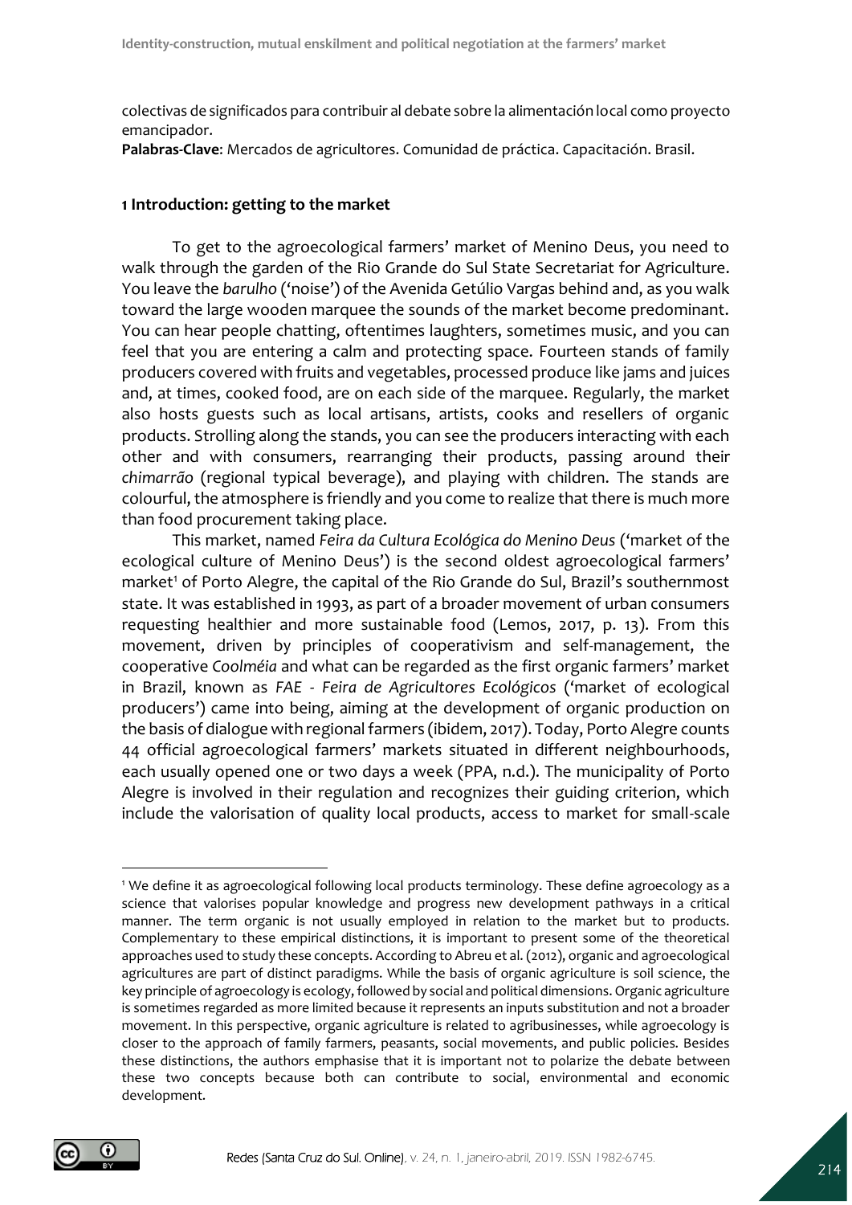colectivas de significados para contribuir al debate sobre la alimentación local como proyecto emancipador.

**Palabras-Clave**: Mercados de agricultores. Comunidad de práctica. Capacitación. Brasil.

## 1 Introduction: getting to the market

To get to the agroecological farmers' market of Menino Deus, you need to walk through the garden of the Rio Grande do Sul State Secretariat for Agriculture. You leave the *barulho* ('noise') of the Avenida Getúlio Vargas behind and, as you walk toward the large wooden marquee the sounds of the market become predominant. You can hear people chatting, oftentimes laughters, sometimes music, and you can feel that you are entering a calm and protecting space. Fourteen stands of family producers covered with fruits and vegetables, processed produce like jams and juices and, at times, cooked food, are on each side of the marquee. Regularly, the market also hosts guests such as local artisans, artists, cooks and resellers of organic products. Strolling along the stands, you can see the producers interacting with each other and with consumers, rearranging their products, passing around their *chimarrão* (regional typical beverage), and playing with children. The stands are colourful, the atmosphere is friendly and you come to realize that there is much more than food procurement taking place.

This market, named *Feira da Cultura Ecológica do Menino Deus* ('market of the ecological culture of Menino Deus') is the second oldest agroecological farmers' market[1] of Porto Alegre, the capital of the Rio Grande do Sul, Brazil's southernmost state. It was established in 1993, as part of a broader movement of urban consumers requesting healthier and more sustainable food (Lemos, 2017, p. 13). From this movement, driven by principles of cooperativism and self-management, the cooperative *Coolméia* and what can be regarded as the first organic farmers' market in Brazil, known as *FAE - Feira de Agricultores Ecológicos* ('market of ecological producers') came into being, aiming at the development of organic production on the basis of dialogue with regional farmers (ibidem, 2017). Today, Porto Alegre counts 44 official agroecological farmers' markets situated in different neighbourhoods, each usually opened one or two days a week (PPA, n.d.). The municipality of Porto Alegre is involved in their regulation and recognizes their guiding criterion, which include the valorisation of quality local products, access to market for small-scale

[1] We define it as agroecological following local products terminology. These define agroecology as a science that valorises popular knowledge and progress new development pathways in a critical manner. The term organic is not usually employed in relation to the market but to products. Complementary to these empirical distinctions, it is important to present some of the theoretical approaches used to study these concepts. According to Abreu et al. (2012), organic and agroecological agricultures are part of distinct paradigms. While the basis of organic agriculture is soil science, the key principle of agroecology is ecology, followed by social and political dimensions. Organic agriculture is sometimes regarded as more limited because it represents an inputs substitution and not a broader movement. In this perspective, organic agriculture is related to agribusinesses, while agroecology is closer to the approach of family farmers, peasants, social movements, and public policies. Besides these distinctions, the authors emphasise that it is important not to polarize the debate between these two concepts because both can contribute to social, environmental and economic development.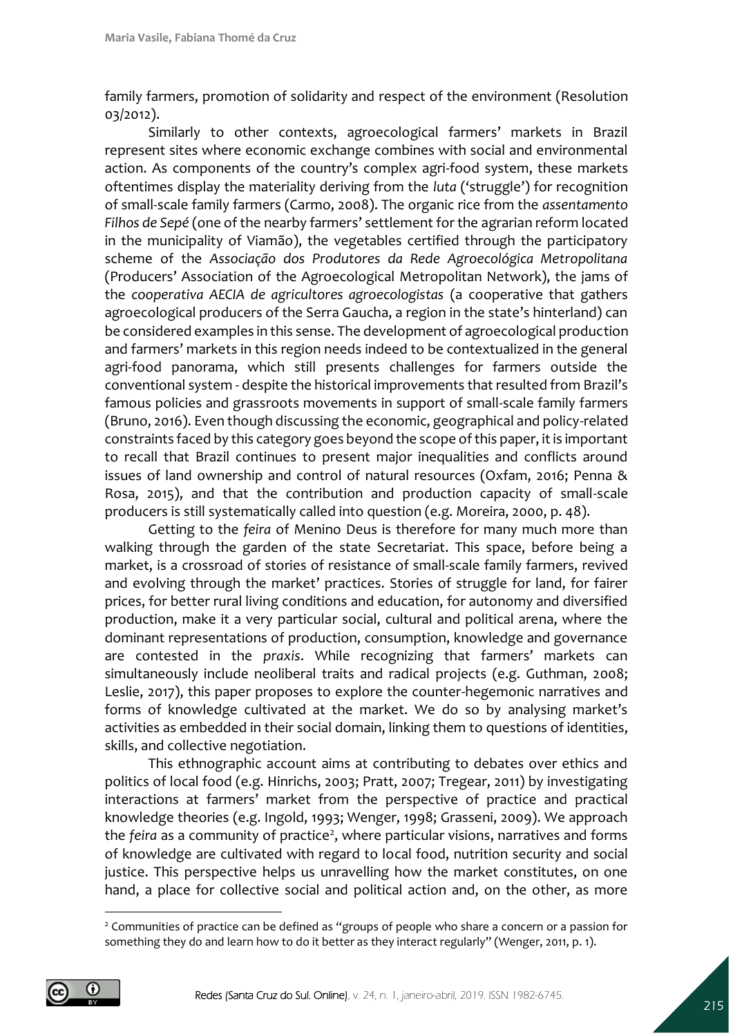family farmers, promotion of solidarity and respect of the environment (Resolution 03/2012).

Similarly to other contexts, agroecological farmers' markets in Brazil represent sites where economic exchange combines with social and environmental action. As components of the country's complex agri-food system, these markets oftentimes display the materiality deriving from the *luta* ('struggle') for recognition of small-scale family farmers (Carmo, 2008). The organic rice from the *assentamento Filhos de Sepé* (one of the nearby farmers' settlement for the agrarian reform located in the municipality of Viamão), the vegetables certified through the participatory scheme of the *Associação dos Produtores da Rede Agroecológica Metropolitana* (Producers' Association of the Agroecological Metropolitan Network), the jams of the *cooperativa AECIA de agricultores agroecologistas* (a cooperative that gathers agroecological producers of the Serra Gaucha, a region in the state's hinterland) can be considered examples in this sense. The development of agroecological production and farmers' markets in this region needs indeed to be contextualized in the general agri-food panorama, which still presents challenges for farmers outside the conventional system - despite the historical improvements that resulted from Brazil's famous policies and grassroots movements in support of small-scale family farmers (Bruno, 2016). Even though discussing the economic, geographical and policy-related constraints faced by this category goes beyond the scope of this paper, it is important to recall that Brazil continues to present major inequalities and conflicts around issues of land ownership and control of natural resources (Oxfam, 2016; Penna & Rosa, 2015), and that the contribution and production capacity of small-scale producers is still systematically called into question (e.g. Moreira, 2000, p. 48).

Getting to the *feira* of Menino Deus is therefore for many much more than walking through the garden of the state Secretariat. This space, before being a market, is a crossroad of stories of resistance of small-scale family farmers, revived and evolving through the market' practices. Stories of struggle for land, for fairer prices, for better rural living conditions and education, for autonomy and diversified production, make it a very particular social, cultural and political arena, where the dominant representations of production, consumption, knowledge and governance are contested in the *praxis*. While recognizing that farmers' markets can simultaneously include neoliberal traits and radical projects (e.g. Guthman, 2008; Leslie, 2017), this paper proposes to explore the counter-hegemonic narratives and forms of knowledge cultivated at the market. We do so by analysing market's activities as embedded in their social domain, linking them to questions of identities, skills, and collective negotiation.

This ethnographic account aims at contributing to debates over ethics and politics of local food (e.g. Hinrichs, 2003; Pratt, 2007; Tregear, 2011) by investigating interactions at farmers' market from the perspective of practice and practical knowledge theories (e.g. Ingold, 1993; Wenger, 1998; Grasseni, 2009). We approach the *feira* as a community of practice[2], where particular visions, narratives and forms of knowledge are cultivated with regard to local food, nutrition security and social justice. This perspective helps us unravelling how the market constitutes, on one hand, a place for collective social and political action and, on the other, as more

[2] Communities of practice can be defined as "groups of people who share a concern or a passion for something they do and learn how to do it better as they interact regularly" (Wenger, 2011, p. 1).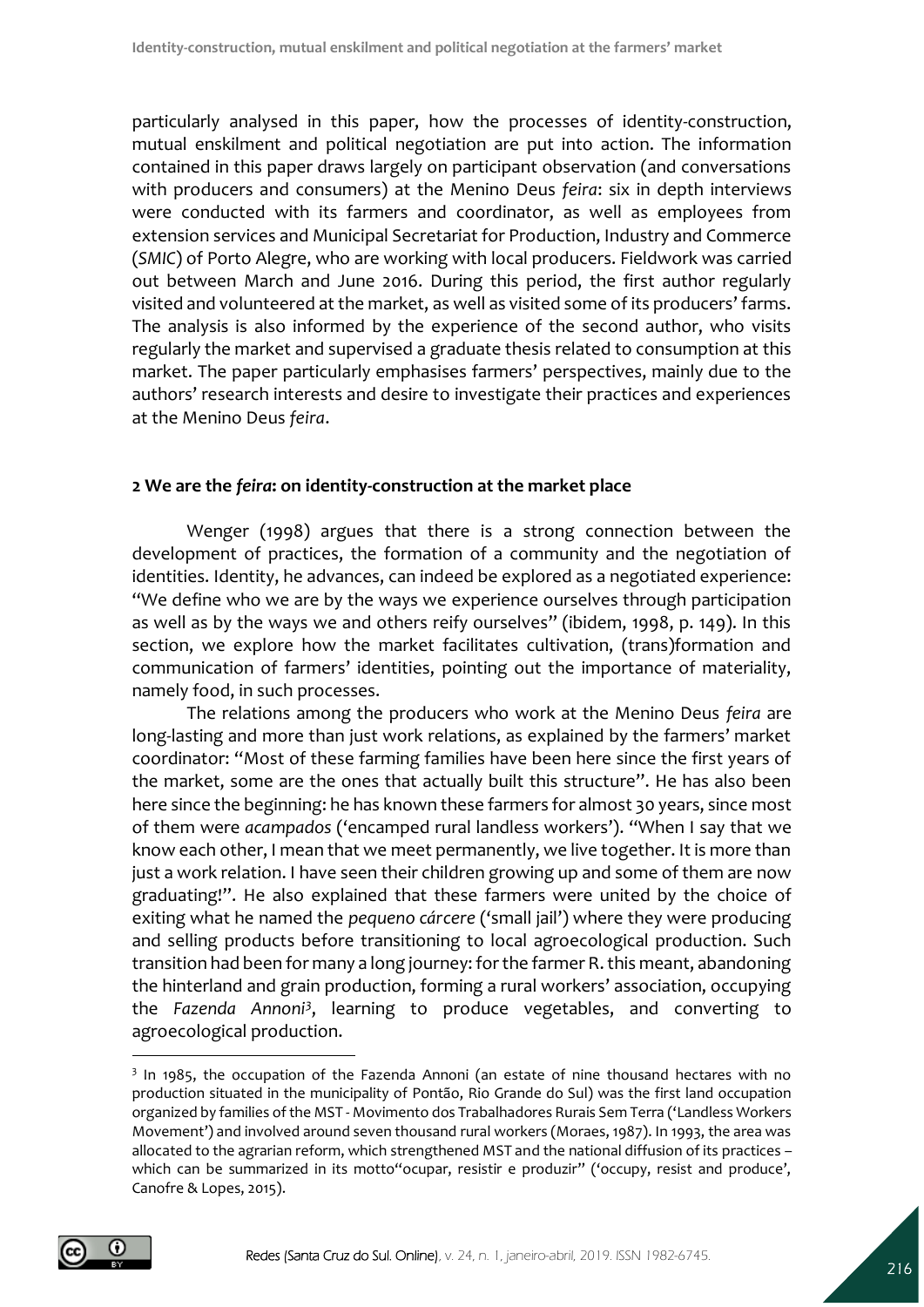particularly analysed in this paper, how the processes of identity-construction, mutual enskilment and political negotiation are put into action. The information contained in this paper draws largely on participant observation (and conversations with producers and consumers) at the Menino Deus *feira*: six in depth interviews were conducted with its farmers and coordinator, as well as employees from extension services and Municipal Secretariat for Production, Industry and Commerce (*SMIC*) of Porto Alegre, who are working with local producers. Fieldwork was carried out between March and June 2016. During this period, the first author regularly visited and volunteered at the market, as well as visited some of its producers' farms. The analysis is also informed by the experience of the second author, who visits regularly the market and supervised a graduate thesis related to consumption at this market. The paper particularly emphasises farmers' perspectives, mainly due to the authors' research interests and desire to investigate their practices and experiences at the Menino Deus *feira*.

## 2 We are the *feira*: on identity-construction at the market place

Wenger (1998) argues that there is a strong connection between the development of practices, the formation of a community and the negotiation of identities. Identity, he advances, can indeed be explored as a negotiated experience: "We define who we are by the ways we experience ourselves through participation as well as by the ways we and others reify ourselves" (ibidem, 1998, p. 149). In this section, we explore how the market facilitates cultivation, (trans)formation and communication of farmers' identities, pointing out the importance of materiality, namely food, in such processes.

The relations among the producers who work at the Menino Deus *feira* are long-lasting and more than just work relations, as explained by the farmers' market coordinator: "Most of these farming families have been here since the first years of the market, some are the ones that actually built this structure". He has also been here since the beginning: he has known these farmers for almost 30 years, since most of them were *acampados* ('encamped rural landless workers'). "When I say that we know each other, I mean that we meet permanently, we live together. It is more than just a work relation. I have seen their children growing up and some of them are now graduating!". He also explained that these farmers were united by the choice of exiting what he named the *pequeno cárcere* ('small jail') where they were producing and selling products before transitioning to local agroecological production. Such transition had been for many a long journey: for the farmer R. this meant, abandoning the hinterland and grain production, forming a rural workers' association, occupying the *Fazenda Annoni*[3], learning to produce vegetables, and converting to agroecological production.

[3] In 1985, the occupation of the Fazenda Annoni (an estate of nine thousand hectares with no production situated in the municipality of Pontão, Rio Grande do Sul) was the first land occupation organized by families of the MST - Movimento dos Trabalhadores Rurais Sem Terra ('Landless Workers Movement') and involved around seven thousand rural workers (Moraes, 1987). In 1993, the area was allocated to the agrarian reform, which strengthened MST and the national diffusion of its practices – which can be summarized in its motto"ocupar, resistir e produzir" ('occupy, resist and produce', Canofre & Lopes, 2015).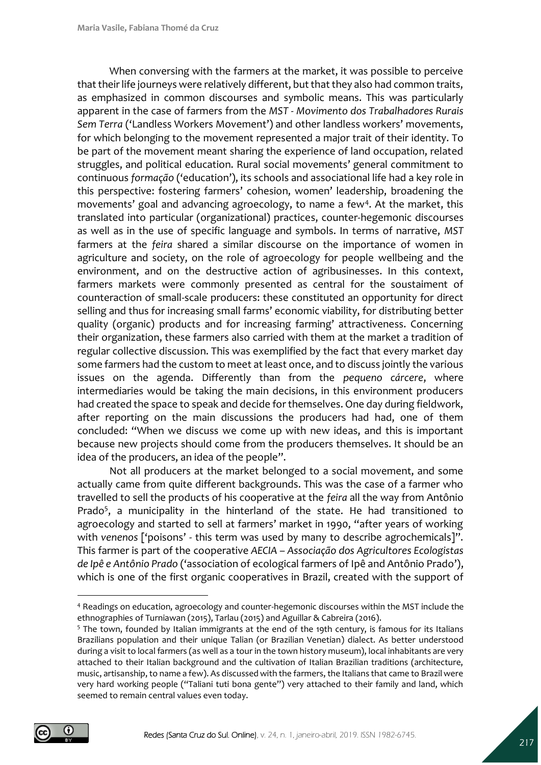When conversing with the farmers at the market, it was possible to perceive that their life journeys were relatively different, but that they also had common traits, as emphasized in common discourses and symbolic means. This was particularly apparent in the case of farmers from the *MST - Movimento dos Trabalhadores Rurais Sem Terra* ('Landless Workers Movement') and other landless workers' movements, for which belonging to the movement represented a major trait of their identity. To be part of the movement meant sharing the experience of land occupation, related struggles, and political education. Rural social movements' general commitment to continuous *formação* ('education'), its schools and associational life had a key role in this perspective: fostering farmers' cohesion, women' leadership, broadening the movements' goal and advancing agroecology, to name a few[4]. At the market, this translated into particular (organizational) practices, counter-hegemonic discourses as well as in the use of specific language and symbols. In terms of narrative, *MST* farmers at the *feira* shared a similar discourse on the importance of women in agriculture and society, on the role of agroecology for people wellbeing and the environment, and on the destructive action of agribusinesses. In this context, farmers markets were commonly presented as central for the soustaiment of counteraction of small-scale producers: these constituted an opportunity for direct selling and thus for increasing small farms' economic viability, for distributing better quality (organic) products and for increasing farming' attractiveness. Concerning their organization, these farmers also carried with them at the market a tradition of regular collective discussion. This was exemplified by the fact that every market day some farmers had the custom to meet at least once, and to discuss jointly the various issues on the agenda. Differently than from the *pequeno cárcere*, where intermediaries would be taking the main decisions, in this environment producers had created the space to speak and decide for themselves. One day during fieldwork, after reporting on the main discussions the producers had had, one of them concluded: "When we discuss we come up with new ideas, and this is important because new projects should come from the producers themselves. It should be an idea of the producers, an idea of the people".

Not all producers at the market belonged to a social movement, and some actually came from quite different backgrounds. This was the case of a farmer who travelled to sell the products of his cooperative at the *feira* all the way from Antônio Prado[5], a municipality in the hinterland of the state. He had transitioned to agroecology and started to sell at farmers' market in 1990, "after years of working with *venenos* ['poisons' - this term was used by many to describe agrochemicals]". This farmer is part of the cooperative *AECIA – Associação dos Agricultores Ecologistas de Ipê e Antônio Prado* ('association of ecological farmers of Ipê and Antônio Prado'), which is one of the first organic cooperatives in Brazil, created with the support of

---

[4] Readings on education, agroecology and counter-hegemonic discourses within the MST include the ethnographies of Turniawan (2015), Tarlau (2015) and Aguillar & Cabreira (2016).

[5] The town, founded by Italian immigrants at the end of the 19th century, is famous for its Italians Brazilians population and their unique Talian (or Brazilian Venetian) dialect. As better understood during a visit to local farmers (as well as a tour in the town history museum), local inhabitants are very attached to their Italian background and the cultivation of Italian Brazilian traditions (architecture, music, artisanship, to name a few). As discussed with the farmers, the Italians that came to Brazil were very hard working people ("Taliani tuti bona gente") very attached to their family and land, which seemed to remain central values even today.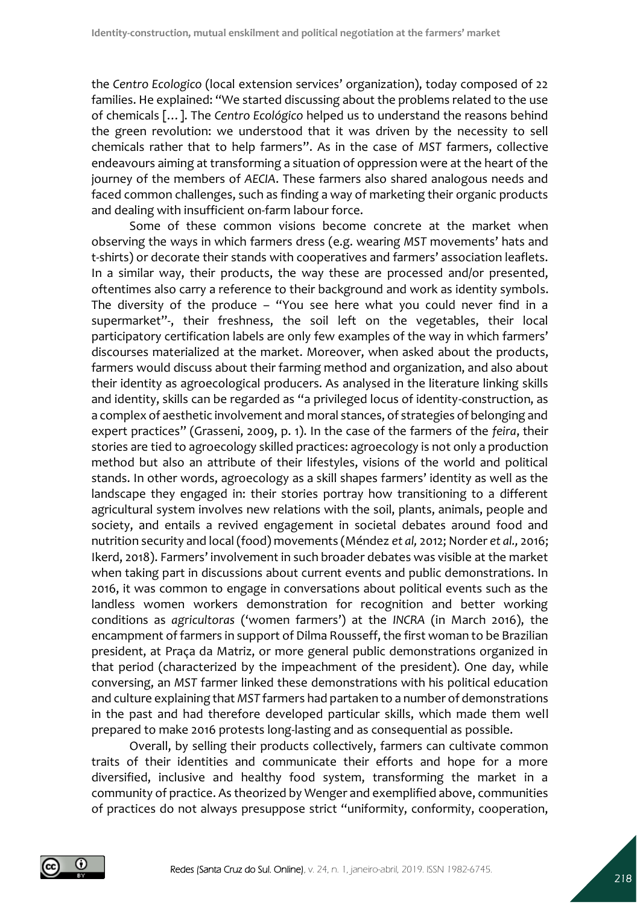the *Centro Ecologico* (local extension services' organization), today composed of 22 families. He explained: "We started discussing about the problems related to the use of chemicals [...]. The *Centro Ecológico* helped us to understand the reasons behind the green revolution: we understood that it was driven by the necessity to sell chemicals rather that to help farmers". As in the case of *MST* farmers, collective endeavours aiming at transforming a situation of oppression were at the heart of the journey of the members of *AECIA*. These farmers also shared analogous needs and faced common challenges, such as finding a way of marketing their organic products and dealing with insufficient on-farm labour force.

Some of these common visions become concrete at the market when observing the ways in which farmers dress (e.g. wearing *MST* movements' hats and t-shirts) or decorate their stands with cooperatives and farmers' association leaflets. In a similar way, their products, the way these are processed and/or presented, oftentimes also carry a reference to their background and work as identity symbols. The diversity of the produce – "You see here what you could never find in a supermarket"-, their freshness, the soil left on the vegetables, their local participatory certification labels are only few examples of the way in which farmers' discourses materialized at the market. Moreover, when asked about the products, farmers would discuss about their farming method and organization, and also about their identity as agroecological producers. As analysed in the literature linking skills and identity, skills can be regarded as "a privileged locus of identity-construction, as a complex of aesthetic involvement and moral stances, of strategies of belonging and expert practices" (Grasseni, 2009, p. 1). In the case of the farmers of the *feira*, their stories are tied to agroecology skilled practices: agroecology is not only a production method but also an attribute of their lifestyles, visions of the world and political stands. In other words, agroecology as a skill shapes farmers' identity as well as the landscape they engaged in: their stories portray how transitioning to a different agricultural system involves new relations with the soil, plants, animals, people and society, and entails a revived engagement in societal debates around food and nutrition security and local (food) movements (Méndez *et al,* 2012; Norder *et al.,* 2016; Ikerd, 2018). Farmers' involvement in such broader debates was visible at the market when taking part in discussions about current events and public demonstrations. In 2016, it was common to engage in conversations about political events such as the landless women workers demonstration for recognition and better working conditions as *agricultoras* ('women farmers') at the *INCRA* (in March 2016), the encampment of farmers in support of Dilma Rousseff, the first woman to be Brazilian president, at Praça da Matriz, or more general public demonstrations organized in that period (characterized by the impeachment of the president). One day, while conversing, an *MST* farmer linked these demonstrations with his political education and culture explaining that *MST* farmers had partaken to a number of demonstrations in the past and had therefore developed particular skills, which made them well prepared to make 2016 protests long-lasting and as consequential as possible.

Overall, by selling their products collectively, farmers can cultivate common traits of their identities and communicate their efforts and hope for a more diversified, inclusive and healthy food system, transforming the market in a community of practice. As theorized by Wenger and exemplified above, communities of practices do not always presuppose strict "uniformity, conformity, cooperation,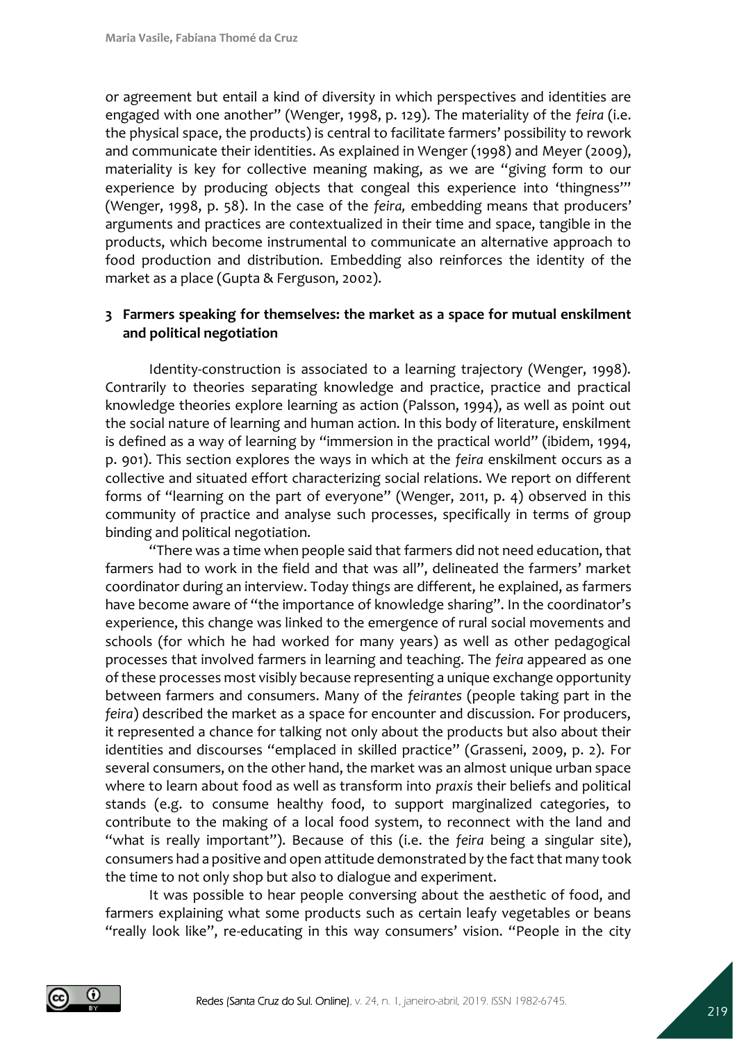or agreement but entail a kind of diversity in which perspectives and identities are engaged with one another" (Wenger, 1998, p. 129). The materiality of the *feira* (i.e. the physical space, the products) is central to facilitate farmers' possibility to rework and communicate their identities. As explained in Wenger (1998) and Meyer (2009), materiality is key for collective meaning making, as we are "giving form to our experience by producing objects that congeal this experience into 'thingness'" (Wenger, 1998, p. 58). In the case of the *feira,* embedding means that producers' arguments and practices are contextualized in their time and space, tangible in the products, which become instrumental to communicate an alternative approach to food production and distribution. Embedding also reinforces the identity of the market as a place (Gupta & Ferguson, 2002).

## 3 Farmers speaking for themselves: the market as a space for mutual enskilment and political negotiation

Identity-construction is associated to a learning trajectory (Wenger, 1998). Contrarily to theories separating knowledge and practice, practice and practical knowledge theories explore learning as action (Palsson, 1994), as well as point out the social nature of learning and human action. In this body of literature, enskilment is defined as a way of learning by "immersion in the practical world" (ibidem, 1994, p. 901). This section explores the ways in which at the *feira* enskilment occurs as a collective and situated effort characterizing social relations. We report on different forms of "learning on the part of everyone" (Wenger, 2011, p. 4) observed in this community of practice and analyse such processes, specifically in terms of group binding and political negotiation.

"There was a time when people said that farmers did not need education, that farmers had to work in the field and that was all", delineated the farmers' market coordinator during an interview. Today things are different, he explained, as farmers have become aware of "the importance of knowledge sharing". In the coordinator's experience, this change was linked to the emergence of rural social movements and schools (for which he had worked for many years) as well as other pedagogical processes that involved farmers in learning and teaching. The *feira* appeared as one of these processes most visibly because representing a unique exchange opportunity between farmers and consumers. Many of the *feirantes* (people taking part in the *feira*) described the market as a space for encounter and discussion. For producers, it represented a chance for talking not only about the products but also about their identities and discourses "emplaced in skilled practice" (Grasseni, 2009, p. 2). For several consumers, on the other hand, the market was an almost unique urban space where to learn about food as well as transform into *praxis* their beliefs and political stands (e.g. to consume healthy food, to support marginalized categories, to contribute to the making of a local food system, to reconnect with the land and "what is really important"). Because of this (i.e. the *feira* being a singular site), consumers had a positive and open attitude demonstrated by the fact that many took the time to not only shop but also to dialogue and experiment.

It was possible to hear people conversing about the aesthetic of food, and farmers explaining what some products such as certain leafy vegetables or beans "really look like", re-educating in this way consumers' vision. "People in the city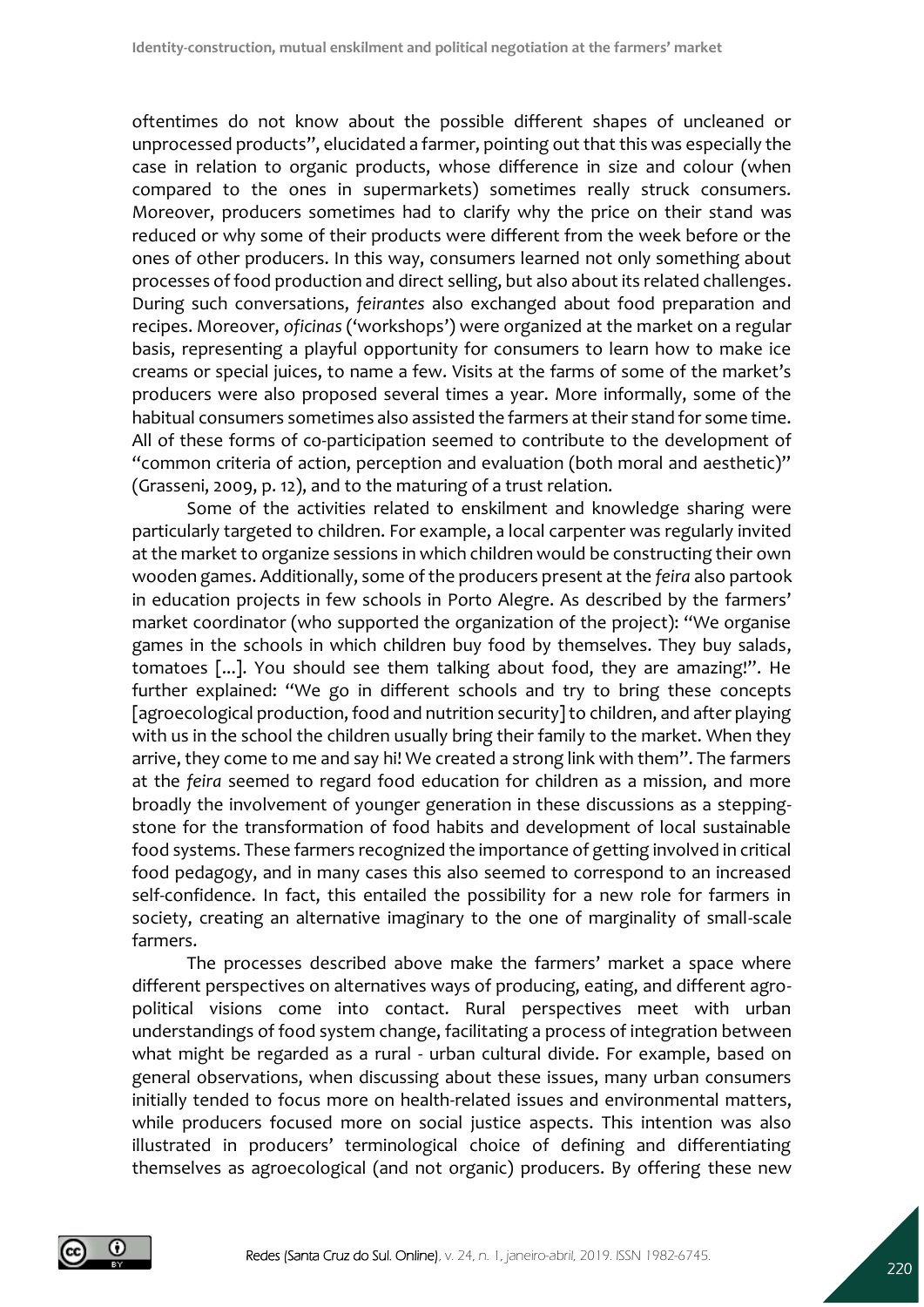oftentimes do not know about the possible different shapes of uncleaned or unprocessed products", elucidated a farmer, pointing out that this was especially the case in relation to organic products, whose difference in size and colour (when compared to the ones in supermarkets) sometimes really struck consumers. Moreover, producers sometimes had to clarify why the price on their stand was reduced or why some of their products were different from the week before or the ones of other producers. In this way, consumers learned not only something about processes of food production and direct selling, but also about its related challenges. During such conversations, *feirantes* also exchanged about food preparation and recipes. Moreover, *oficinas* ('workshops') were organized at the market on a regular basis, representing a playful opportunity for consumers to learn how to make ice creams or special juices, to name a few. Visits at the farms of some of the market's producers were also proposed several times a year. More informally, some of the habitual consumers sometimes also assisted the farmers at their stand for some time. All of these forms of co-participation seemed to contribute to the development of "common criteria of action, perception and evaluation (both moral and aesthetic)" (Grasseni, 2009, p. 12), and to the maturing of a trust relation.

Some of the activities related to enskilment and knowledge sharing were particularly targeted to children. For example, a local carpenter was regularly invited at the market to organize sessions in which children would be constructing their own wooden games. Additionally, some of the producers present at the *feira* also partook in education projects in few schools in Porto Alegre. As described by the farmers' market coordinator (who supported the organization of the project): "We organise games in the schools in which children buy food by themselves. They buy salads, tomatoes [...]. You should see them talking about food, they are amazing!". He further explained: "We go in different schools and try to bring these concepts [agroecological production, food and nutrition security] to children, and after playing with us in the school the children usually bring their family to the market. When they arrive, they come to me and say hi! We created a strong link with them". The farmers at the *feira* seemed to regard food education for children as a mission, and more broadly the involvement of younger generation in these discussions as a stepping-stone for the transformation of food habits and development of local sustainable food systems. These farmers recognized the importance of getting involved in critical food pedagogy, and in many cases this also seemed to correspond to an increased self-confidence. In fact, this entailed the possibility for a new role for farmers in society, creating an alternative imaginary to the one of marginality of small-scale farmers.

The processes described above make the farmers' market a space where different perspectives on alternatives ways of producing, eating, and different agro-political visions come into contact. Rural perspectives meet with urban understandings of food system change, facilitating a process of integration between what might be regarded as a rural - urban cultural divide. For example, based on general observations, when discussing about these issues, many urban consumers initially tended to focus more on health-related issues and environmental matters, while producers focused more on social justice aspects. This intention was also illustrated in producers' terminological choice of defining and differentiating themselves as agroecological (and not organic) producers. By offering these new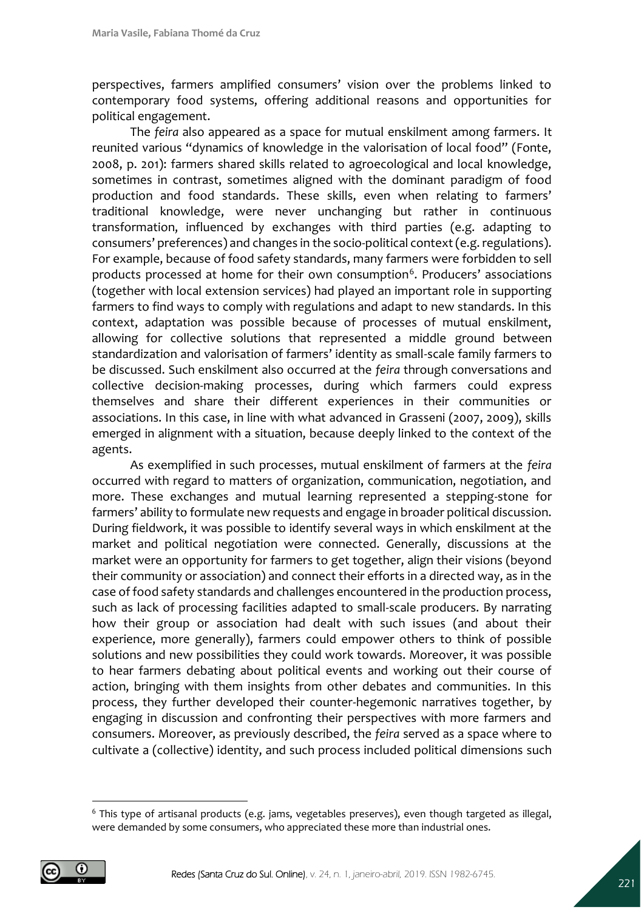perspectives, farmers amplified consumers' vision over the problems linked to contemporary food systems, offering additional reasons and opportunities for political engagement.

The *feira* also appeared as a space for mutual enskilment among farmers. It reunited various "dynamics of knowledge in the valorisation of local food" (Fonte, 2008, p. 201): farmers shared skills related to agroecological and local knowledge, sometimes in contrast, sometimes aligned with the dominant paradigm of food production and food standards. These skills, even when relating to farmers' traditional knowledge, were never unchanging but rather in continuous transformation, influenced by exchanges with third parties (e.g. adapting to consumers' preferences) and changes in the socio-political context (e.g. regulations). For example, because of food safety standards, many farmers were forbidden to sell products processed at home for their own consumption[6]. Producers' associations (together with local extension services) had played an important role in supporting farmers to find ways to comply with regulations and adapt to new standards. In this context, adaptation was possible because of processes of mutual enskilment, allowing for collective solutions that represented a middle ground between standardization and valorisation of farmers' identity as small-scale family farmers to be discussed. Such enskilment also occurred at the *feira* through conversations and collective decision-making processes, during which farmers could express themselves and share their different experiences in their communities or associations. In this case, in line with what advanced in Grasseni (2007, 2009), skills emerged in alignment with a situation, because deeply linked to the context of the agents.

As exemplified in such processes, mutual enskilment of farmers at the *feira* occurred with regard to matters of organization, communication, negotiation, and more. These exchanges and mutual learning represented a stepping-stone for farmers' ability to formulate new requests and engage in broader political discussion. During fieldwork, it was possible to identify several ways in which enskilment at the market and political negotiation were connected. Generally, discussions at the market were an opportunity for farmers to get together, align their visions (beyond their community or association) and connect their efforts in a directed way, as in the case of food safety standards and challenges encountered in the production process, such as lack of processing facilities adapted to small-scale producers. By narrating how their group or association had dealt with such issues (and about their experience, more generally), farmers could empower others to think of possible solutions and new possibilities they could work towards. Moreover, it was possible to hear farmers debating about political events and working out their course of action, bringing with them insights from other debates and communities. In this process, they further developed their counter-hegemonic narratives together, by engaging in discussion and confronting their perspectives with more farmers and consumers. Moreover, as previously described, the *feira* served as a space where to cultivate a (collective) identity, and such process included political dimensions such

[6] This type of artisanal products (e.g. jams, vegetables preserves), even though targeted as illegal, were demanded by some consumers, who appreciated these more than industrial ones.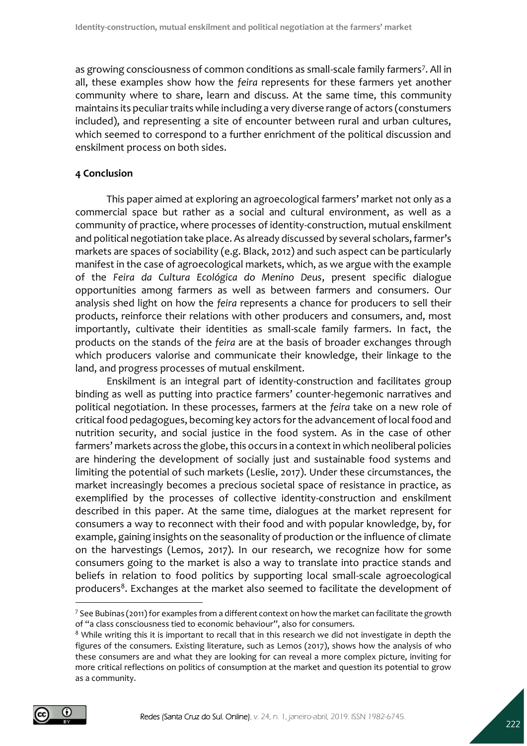as growing consciousness of common conditions as small-scale family farmers[7]. All in all, these examples show how the *feira* represents for these farmers yet another community where to share, learn and discuss. At the same time, this community maintains its peculiar traits while including a very diverse range of actors (constumers included), and representing a site of encounter between rural and urban cultures, which seemed to correspond to a further enrichment of the political discussion and enskilment process on both sides.

## 4 Conclusion

This paper aimed at exploring an agroecological farmers' market not only as a commercial space but rather as a social and cultural environment, as well as a community of practice, where processes of identity-construction, mutual enskilment and political negotiation take place. As already discussed by several scholars, farmer's markets are spaces of sociability (e.g. Black, 2012) and such aspect can be particularly manifest in the case of agroecological markets, which, as we argue with the example of the *Feira da Cultura Ecológica do Menino Deus*, present specific dialogue opportunities among farmers as well as between farmers and consumers. Our analysis shed light on how the *feira* represents a chance for producers to sell their products, reinforce their relations with other producers and consumers, and, most importantly, cultivate their identities as small-scale family farmers. In fact, the products on the stands of the *feira* are at the basis of broader exchanges through which producers valorise and communicate their knowledge, their linkage to the land, and progress processes of mutual enskilment.

Enskilment is an integral part of identity-construction and facilitates group binding as well as putting into practice farmers' counter-hegemonic narratives and political negotiation. In these processes, farmers at the *feira* take on a new role of critical food pedagogues, becoming key actors for the advancement of local food and nutrition security, and social justice in the food system. As in the case of other farmers' markets across the globe, this occurs in a context in which neoliberal policies are hindering the development of socially just and sustainable food systems and limiting the potential of such markets (Leslie, 2017). Under these circumstances, the market increasingly becomes a precious societal space of resistance in practice, as exemplified by the processes of collective identity-construction and enskilment described in this paper. At the same time, dialogues at the market represent for consumers a way to reconnect with their food and with popular knowledge, by, for example, gaining insights on the seasonality of production or the influence of climate on the harvestings (Lemos, 2017). In our research, we recognize how for some consumers going to the market is also a way to translate into practice stands and beliefs in relation to food politics by supporting local small-scale agroecological producers[8]. Exchanges at the market also seemed to facilitate the development of

---

[7] See Bubinas (2011) for examples from a different context on how the market can facilitate the growth of "a class consciousness tied to economic behaviour", also for consumers.

[8] While writing this it is important to recall that in this research we did not investigate in depth the figures of the consumers. Existing literature, such as Lemos (2017), shows how the analysis of who these consumers are and what they are looking for can reveal a more complex picture, inviting for more critical reflections on politics of consumption at the market and question its potential to grow as a community.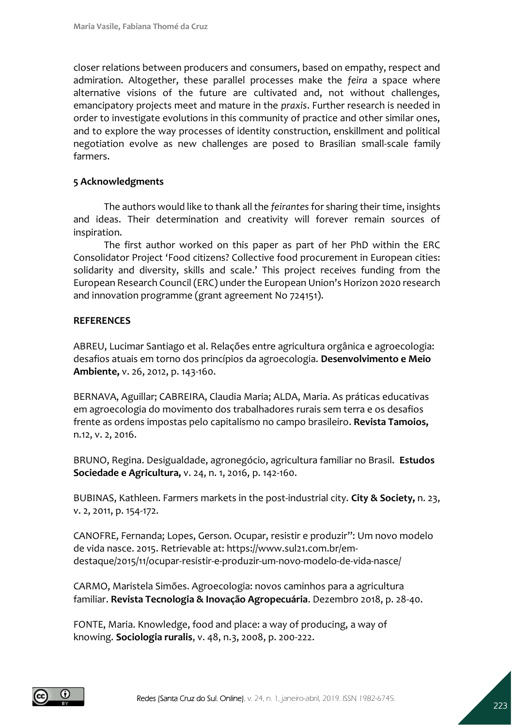closer relations between producers and consumers, based on empathy, respect and admiration. Altogether, these parallel processes make the *feira* a space where alternative visions of the future are cultivated and, not without challenges, emancipatory projects meet and mature in the *praxis*. Further research is needed in order to investigate evolutions in this community of practice and other similar ones, and to explore the way processes of identity construction, enskillment and political negotiation evolve as new challenges are posed to Brasilian small-scale family farmers.

## 5 Acknowledgments

The authors would like to thank all the *feirantes* for sharing their time, insights and ideas. Their determination and creativity will forever remain sources of inspiration.

The first author worked on this paper as part of her PhD within the ERC Consolidator Project 'Food citizens? Collective food procurement in European cities: solidarity and diversity, skills and scale.' This project receives funding from the European Research Council (ERC) under the European Union's Horizon 2020 research and innovation programme (grant agreement No 724151).

## REFERENCES

ABREU, Lucimar Santiago et al. Relações entre agricultura orgânica e agroecologia: desafios atuais em torno dos princípios da agroecologia. **Desenvolvimento e Meio Ambiente,** v. 26, 2012, p. 143-160.

BERNAVA, Aguillar; CABREIRA, Claudia Maria; ALDA, Maria. As práticas educativas em agroecologia do movimento dos trabalhadores rurais sem terra e os desafios frente as ordens impostas pelo capitalismo no campo brasileiro. **Revista Tamoios,** n.12, v. 2, 2016.

BRUNO, Regina. Desigualdade, agronegócio, agricultura familiar no Brasil. **Estudos Sociedade e Agricultura,** v. 24, n. 1, 2016, p. 142-160.

BUBINAS, Kathleen. Farmers markets in the post-industrial city. **City & Society,** n. 23, v. 2, 2011, p. 154-172.

CANOFRE, Fernanda; Lopes, Gerson. Ocupar, resistir e produzir": Um novo modelo de vida nasce. 2015. Retrievable at: https://www.sul21.com.br/em-destaque/2015/11/ocupar-resistir-e-produzir-um-novo-modelo-de-vida-nasce/

CARMO, Maristela Simões. Agroecologia: novos caminhos para a agricultura familiar. **Revista Tecnologia & Inovação Agropecuária**. Dezembro 2018, p. 28-40.

FONTE, Maria. Knowledge, food and place: a way of producing, a way of knowing. **Sociologia ruralis**, v. 48, n.3, 2008, p. 200-222.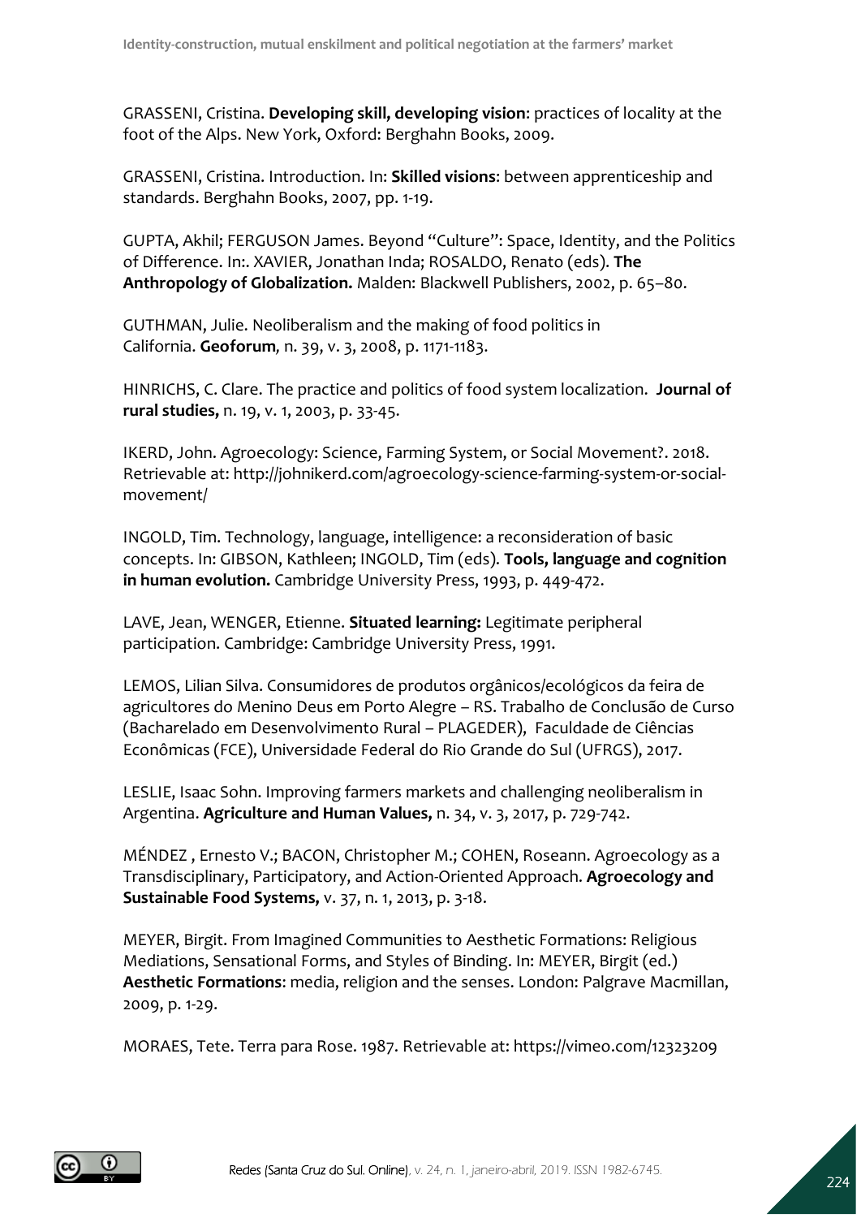GRASSENI, Cristina. **Developing skill, developing vision**: practices of locality at the foot of the Alps. New York, Oxford: Berghahn Books, 2009.

GRASSENI, Cristina. Introduction. In: **Skilled visions**: between apprenticeship and standards. Berghahn Books, 2007, pp. 1-19.

GUPTA, Akhil; FERGUSON James. Beyond "Culture": Space, Identity, and the Politics of Difference. In:. XAVIER, Jonathan Inda; ROSALDO, Renato (eds). **The Anthropology of Globalization.** Malden: Blackwell Publishers, 2002, p. 65–80.

GUTHMAN, Julie. Neoliberalism and the making of food politics in California. **Geoforum**, n. 39, v. 3, 2008, p. 1171-1183.

HINRICHS, C. Clare. The practice and politics of food system localization. **Journal of rural studies,** n. 19, v. 1, 2003, p. 33-45.

IKERD, John. Agroecology: Science, Farming System, or Social Movement?. 2018. Retrievable at: http://johnikerd.com/agroecology-science-farming-system-or-social-movement/

INGOLD, Tim. Technology, language, intelligence: a reconsideration of basic concepts. In: GIBSON, Kathleen; INGOLD, Tim (eds). **Tools, language and cognition in human evolution.** Cambridge University Press, 1993, p. 449-472.

LAVE, Jean, WENGER, Etienne. **Situated learning:** Legitimate peripheral participation. Cambridge: Cambridge University Press, 1991.

LEMOS, Lilian Silva. Consumidores de produtos orgânicos/ecológicos da feira de agricultores do Menino Deus em Porto Alegre – RS. Trabalho de Conclusão de Curso (Bacharelado em Desenvolvimento Rural – PLAGEDER), Faculdade de Ciências Econômicas (FCE), Universidade Federal do Rio Grande do Sul (UFRGS), 2017.

LESLIE, Isaac Sohn. Improving farmers markets and challenging neoliberalism in Argentina. **Agriculture and Human Values,** n. 34, v. 3, 2017, p. 729-742.

MÉNDEZ , Ernesto V.; BACON, Christopher M.; COHEN, Roseann. Agroecology as a Transdisciplinary, Participatory, and Action-Oriented Approach. **Agroecology and Sustainable Food Systems,** v. 37, n. 1, 2013, p. 3-18.

MEYER, Birgit. From Imagined Communities to Aesthetic Formations: Religious Mediations, Sensational Forms, and Styles of Binding. In: MEYER, Birgit (ed.) **Aesthetic Formations**: media, religion and the senses. London: Palgrave Macmillan, 2009, p. 1-29.

MORAES, Tete. Terra para Rose. 1987. Retrievable at: https://vimeo.com/12323209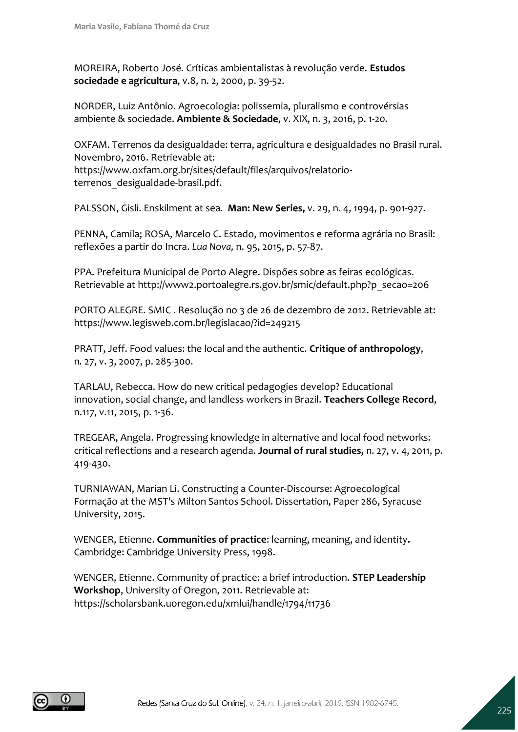MOREIRA, Roberto José. Críticas ambientalistas à revolução verde. **Estudos sociedade e agricultura**, v.8, n. 2, 2000, p. 39-52.

NORDER, Luiz Antônio. Agroecologia: polissemia, pluralismo e controvérsias ambiente & sociedade. **Ambiente & Sociedade**, v. XIX, n. 3, 2016, p. 1-20.

OXFAM. Terrenos da desigualdade: terra, agricultura e desigualdades no Brasil rural. Novembro, 2016. Retrievable at: https://www.oxfam.org.br/sites/default/files/arquivos/relatorio-terrenos_desigualdade-brasil.pdf.

PALSSON, Gisli. Enskilment at sea. **Man: New Series,** v. 29, n. 4, 1994, p. 901-927.

PENNA, Camila; ROSA, Marcelo C. Estado, movimentos e reforma agrária no Brasil: reflexões a partir do Incra. *Lua Nova,* n. 95, 2015, p. 57-87.

PPA. Prefeitura Municipal de Porto Alegre. Dispões sobre as feiras ecológicas. Retrievable at http://www2.portoalegre.rs.gov.br/smic/default.php?p_secao=206

PORTO ALEGRE. SMIC . Resolução no 3 de 26 de dezembro de 2012. Retrievable at: https://www.legisweb.com.br/legislacao/?id=249215

PRATT, Jeff. Food values: the local and the authentic. **Critique of anthropology**, n. 27, v. 3, 2007, p. 285-300.

TARLAU, Rebecca. How do new critical pedagogies develop? Educational innovation, social change, and landless workers in Brazil. **Teachers College Record**, n.117, v.11, 2015, p. 1-36.

TREGEAR, Angela. Progressing knowledge in alternative and local food networks: critical reflections and a research agenda. **Journal of rural studies,** n. 27, v. 4, 2011, p. 419-430.

TURNIAWAN, Marian Li. Constructing a Counter-Discourse: Agroecological Formação at the MST's Milton Santos School. Dissertation, Paper 286, Syracuse University, 2015.

WENGER, Etienne. **Communities of practice**: learning, meaning, and identity**.** Cambridge: Cambridge University Press, 1998.

WENGER, Etienne. Community of practice: a brief introduction. **STEP Leadership Workshop**, University of Oregon, 2011. Retrievable at: https://scholarsbank.uoregon.edu/xmlui/handle/1794/11736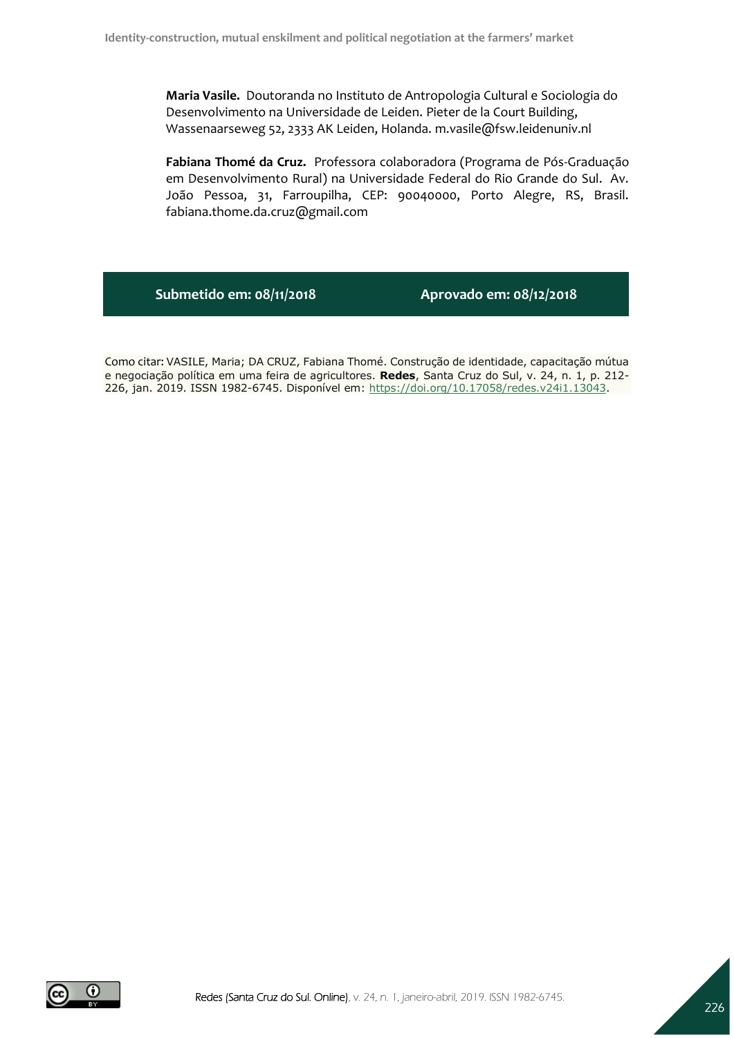**Maria Vasile.** Doutoranda no Instituto de Antropologia Cultural e Sociologia do Desenvolvimento na Universidade de Leiden. Pieter de la Court Building, Wassenaarseweg 52, 2333 AK Leiden, Holanda. m.vasile@fsw.leidenuniv.nl

**Fabiana Thomé da Cruz.** Professora colaboradora (Programa de Pós-Graduação em Desenvolvimento Rural) na Universidade Federal do Rio Grande do Sul. Av. João Pessoa, 31, Farroupilha, CEP: 90040000, Porto Alegre, RS, Brasil. fabiana.thome.da.cruz@gmail.com

**Submetido em: 08/11/2018** **Aprovado em: 08/12/2018**

Como citar: VASILE, Maria; DA CRUZ, Fabiana Thomé. Construção de identidade, capacitação mútua e negociação política em uma feira de agricultores. **Redes**, Santa Cruz do Sul, v. 24, n. 1, p. 212-226, jan. 2019. ISSN 1982-6745. Disponível em: https://doi.org/10.17058/redes.v24i1.13043.